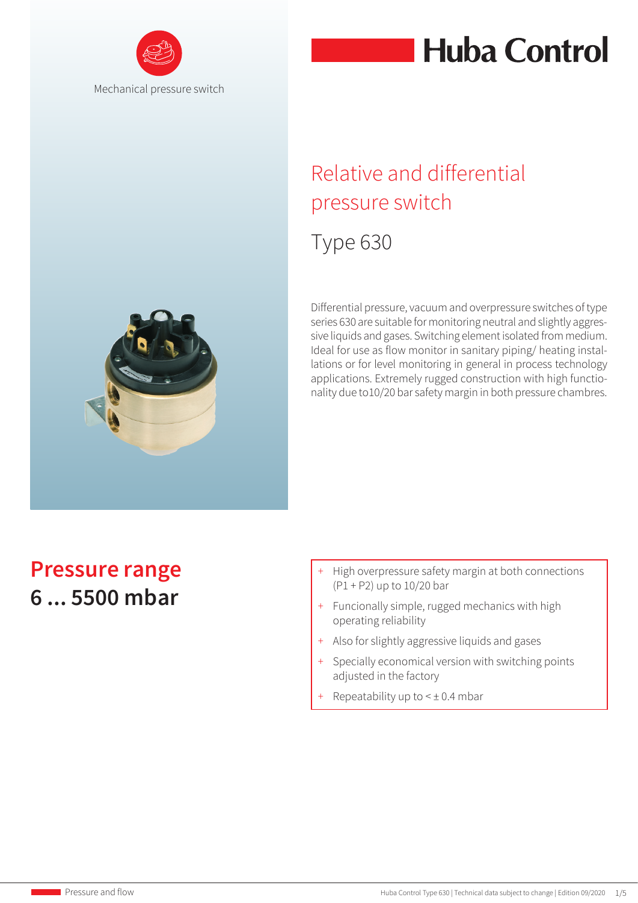Mechanical pressure switch

# Huba Control

## Relative and differential pressure switch

### Type 630

Differential pressure, vacuum and overpressure switches of type series 630 are suitable for monitoring neutral and slightly aggressive liquids and gases. Switching element isolated from medium. Ideal for use as flow monitor in sanitary piping/ heating installations or for level monitoring in general in process technology applications. Extremely rugged construction with high functionality due to10/20 bar safety margin in both pressure chambres.

## Pressure range
**6 ... 5500 mbar**

- High overpressure safety margin at both connections (P1 + P2) up to 10/20 bar
- Funcionally simple, rugged mechanics with high operating reliability
- Also for slightly aggressive liquids and gases
- Specially economical version with switching points adjusted in the factory
- Repeatability up to < ± 0.4 mbar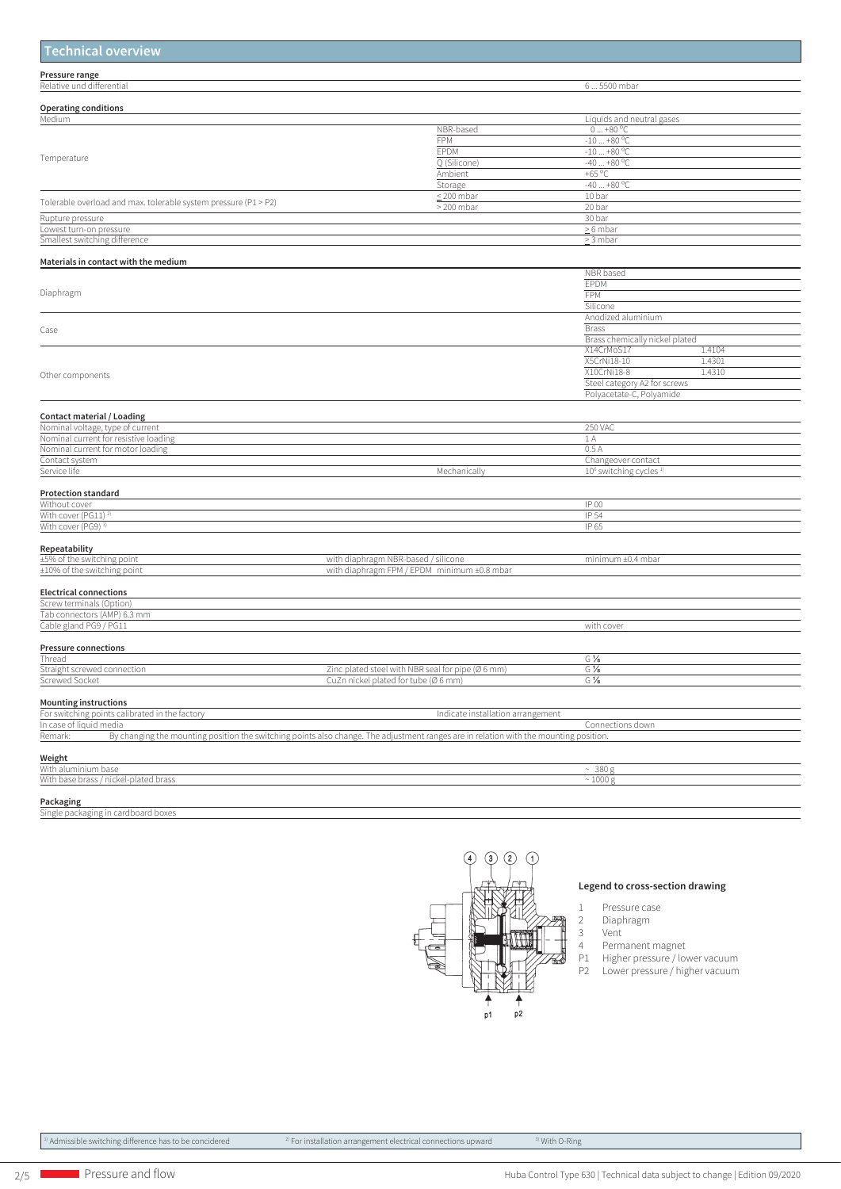## Technical overview

**Pressure range**

| | | |
|---|---|---|
| Relative und differential | | 6 ... 5500 mbar |

**Operating conditions**

| | | | |
|---|---|---|---|
| Medium | | Liquids and neutral gases | |
| Temperature | NBR-based | 0 ... +80 °C | |
| | FPM | -10 ... +80 °C | |
| | EPDM | -10 ... +80 °C | |
| | Q (Silicone) | -40 ... +80 °C | |
| | Ambient | +65 °C | |
| | Storage | -40 ... +80 °C | |
| Tolerable overload and max. tolerable system pressure (P1 > P2) | ≤ 200 mbar | 10 bar | |
| | > 200 mbar | 20 bar | |
| Rupture pressure | | 30 bar | |
| Lowest turn-on pressure | | ≥ 6 mbar | |
| Smallest switching difference | | ≥ 3 mbar | |

**Materials in contact with the medium**

| | | |
|---|---|---|
| Diaphragm | NBR based | |
| | EPDM | |
| | FPM | |
| | Silicone | |
| Case | Anodized aluminium | |
| | Brass | |
| | Brass chemically nickel plated | |
| Other components | X14CrMoS17 | 1.4104 |
| | X5CrNi18-10 | 1.4301 |
| | X10CrNi18-8 | 1.4310 |
| | Steel category A2 for screws | |
| | Polyacetate-C, Polyamide | |

**Contact material / Loading**

| | | |
|---|---|---|
| Nominal voltage, type of current | | 250 VAC |
| Nominal current for resistive loading | | 1 A |
| Nominal current for motor loading | | 0.5 A |
| Contact system | | Changeover contact |
| Service life | Mechanically | $10^6$ switching cycles [1] |

**Protection standard**

| | |
|---|---|
| Without cover | IP 00 |
| With cover (PG11) [2] | IP 54 |
| With cover (PG9) [3] | IP 65 |

**Repeatability**

| | | |
|---|---|---|
| ±5% of the switching point | with diaphragm NBR-based / silicone | minimum ±0.4 mbar |
| ±10% of the switching point | with diaphragm FPM / EPDM minimum ±0.8 mbar | |

**Electrical connections**

| | |
|---|---|
| Screw terminals (Option) | |
| Tab connectors (AMP) 6.3 mm | |
| Cable gland PG9 / PG11 | with cover |

**Pressure connections**

| | | |
|---|---|---|
| Thread | | G ⅛ |
| Straight screwed connection | Zinc plated steel with NBR seal for pipe (Ø 6 mm) | G ⅛ |
| Screwed Socket | CuZn nickel plated for tube (Ø 6 mm) | G ⅛ |

**Mounting instructions**

| | | |
|---|---|---|
| For switching points calibrated in the factory | Indicate installation arrangement | |
| In case of liquid media | | Connections down |

Remark: By changing the mounting position the switching points also change. The adjustment ranges are in relation with the mounting position.

**Weight**

| | |
|---|---|
| With aluminium base | ~ 380 g |
| With base brass / nickel-plated brass | ~ 1000 g |

**Packaging**

Single packaging in cardboard boxes

**Legend to cross-section drawing**

1. Pressure case
2. Diaphragm
3. Vent
4. Permanent magnet

P1 Higher pressure / lower vacuum
P2 Lower pressure / higher vacuum

[1] Admissible switching difference has to be concidered [2] For installation arrangement electrical connections upward [3] With O-Ring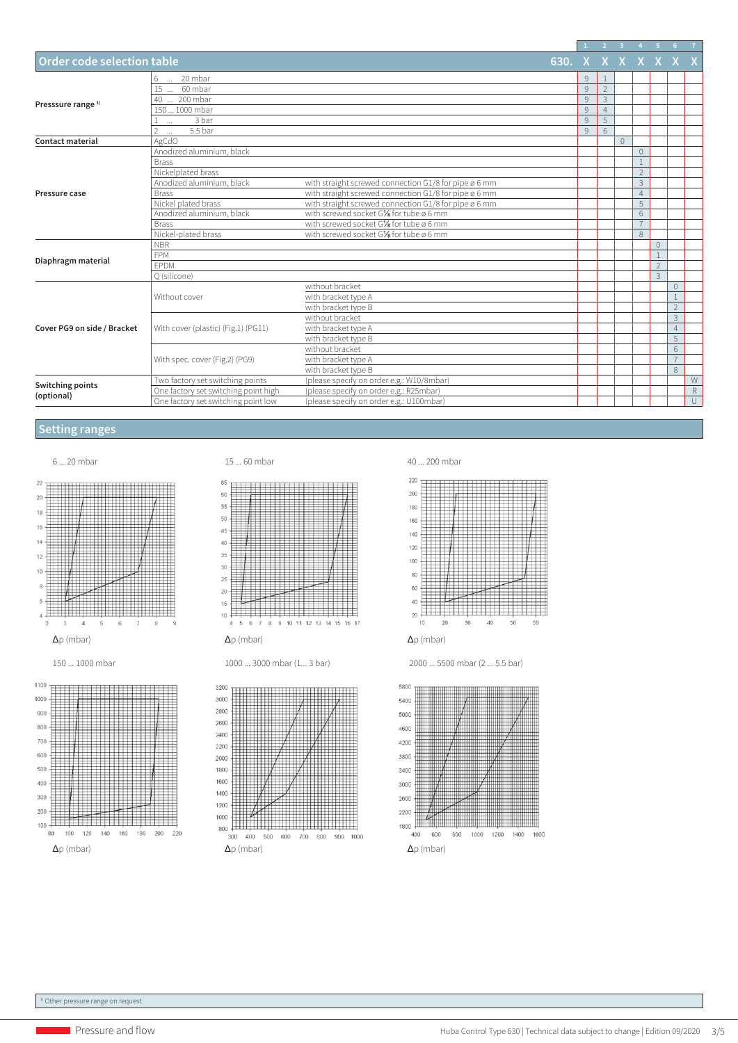## Order code selection table

| | | | 630. 1 X | 2 X | 3 X | 4 X | 5 X | 6 X | 7 X |
|---|---|---|---|---|---|---|---|---|---|
| **Presssure range** [1] | 6 ... 20 mbar | | 9 | 1 | | | | | |
| | 15 ... 60 mbar | | 9 | 2 | | | | | |
| | 40 ... 200 mbar | | 9 | 3 | | | | | |
| | 150 ... 1000 mbar | | 9 | 4 | | | | | |
| | 1 ... 3 bar | | 9 | 5 | | | | | |
| | 2 ... 5.5 bar | | 9 | 6 | | | | | |
| **Contact material** | AgCdO | | | | 0 | | | | |
| **Pressure case** | Anodized aluminium, black | | | | | 0 | | | |
| | Brass | | | | | 1 | | | |
| | Nickelplated brass | | | | | 2 | | | |
| | Anodized aluminium, black | with straight screwed connection G1/8 for pipe ø 6 mm | | | | 3 | | | |
| | Brass | with straight screwed connection G1/8 for pipe ø 6 mm | | | | 4 | | | |
| | Nickel plated brass | with straight screwed connection G1/8 for pipe ø 6 mm | | | | 5 | | | |
| | Anodized aluminium, black | with screwed socket G⅛ for tube ø 6 mm | | | | 6 | | | |
| | Brass | with screwed socket G⅛ for tube ø 6 mm | | | | 7 | | | |
| | Nickel-plated brass | with screwed socket G⅛ for tube ø 6 mm | | | | 8 | | | |
| **Diaphragm material** | NBR | | | | | | 0 | | |
| | FPM | | | | | | 1 | | |
| | EPDM | | | | | | 2 | | |
| | Q (silicone) | | | | | | 3 | | |
| **Cover PG9 on side / Bracket** | Without cover | without bracket | | | | | | 0 | |
| | | with bracket type A | | | | | | 1 | |
| | | with bracket type B | | | | | | 2 | |
| | With cover (plastic) (Fig.1) (PG11) | without bracket | | | | | | 3 | |
| | | with bracket type A | | | | | | 4 | |
| | | with bracket type B | | | | | | 5 | |
| | With spec. cover (Fig.2) (PG9) | without bracket | | | | | | 6 | |
| | | with bracket type A | | | | | | 7 | |
| | | with bracket type B | | | | | | 8 | |
| **Switching points (optional)** | Two factory set switching points | (please specify on order e.g.: W10/8mbar) | | | | | | | W |
| | One factory set switching point high | (please specify on order e.g.: R25mbar) | | | | | | | R |
| | One factory set switching point low | (please specify on order e.g.: U100mbar) | | | | | | | U |

## Setting ranges

6 ... 20 mbar

Δp (mbar)

15 ... 60 mbar

Δp (mbar)

40 ... 200 mbar

Δp (mbar)

150 ... 1000 mbar

Δp (mbar)

1000 ... 3000 mbar (1... 3 bar)

Δp (mbar)

2000 ... 5500 mbar (2 ... 5.5 bar)

Δp (mbar)

[1] Other pressure range on request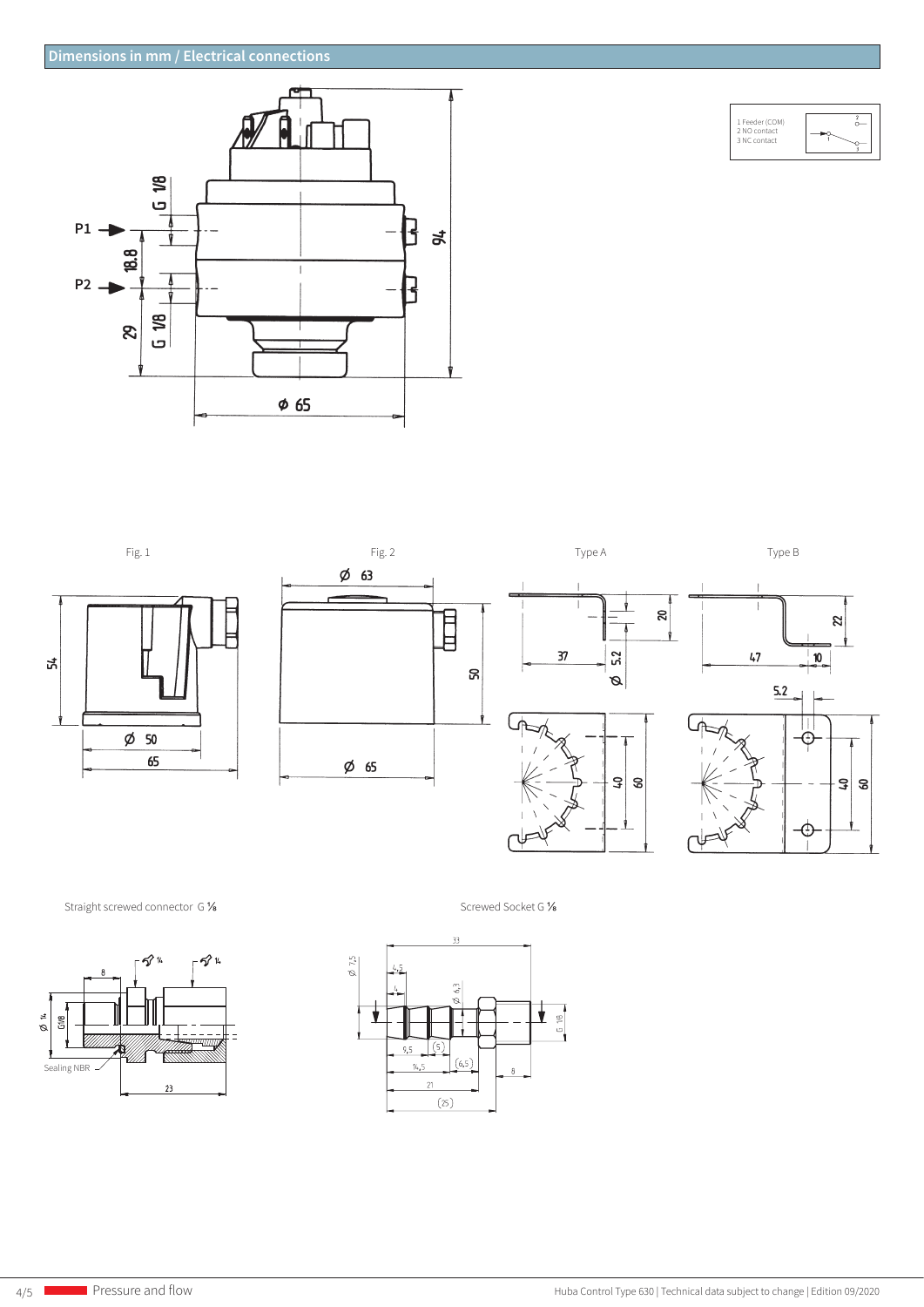## Dimensions in mm / Electrical connections

P1

P2

G 1/8

18.8

29

G 1/8

94

Ø 65

1 Feeder (COM)
2 NO contact
3 NC contact

Fig. 1

54

Ø 50

65

Fig. 2

Ø 63

50

Ø 65

Type A

20

37

Ø 5.2

40

60

Type B

22

47

10

5.2

40

60

Straight screwed connector G ⅛

8

Ø 14

G1/8

Sealing NBR

23

Screwed Socket G ⅛

33

Ø 7,5

4,2

4

Ø 6,3

G 1/8

9,5

(5)

14,5

(6,5)

8

21

(25)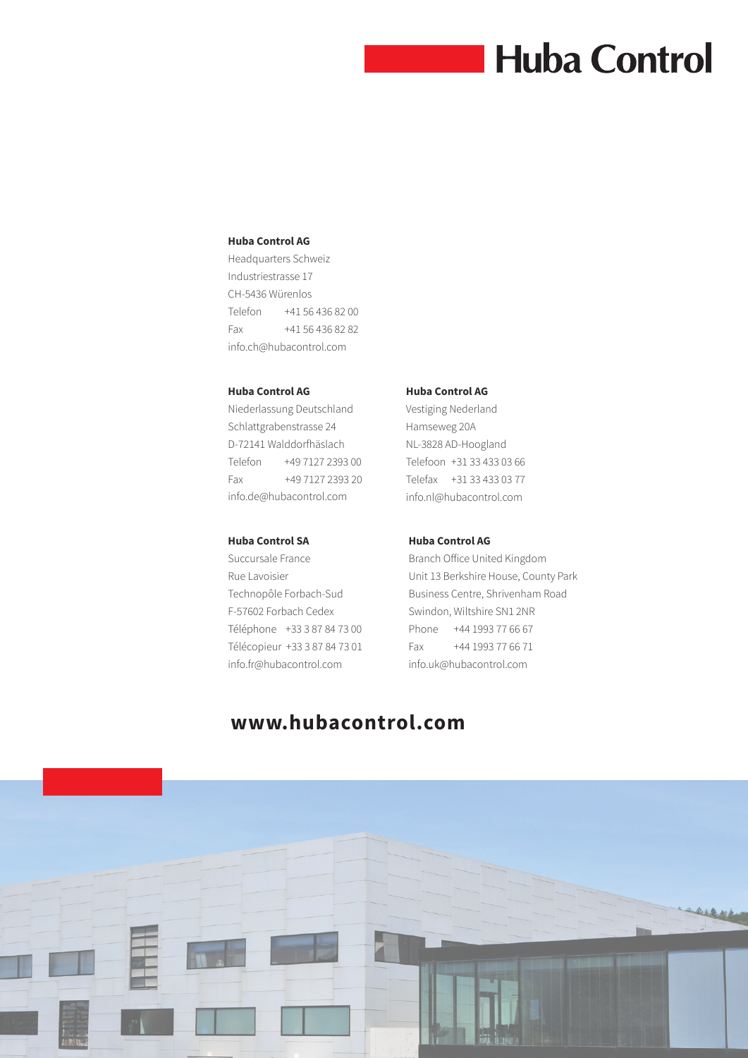# Huba Control

**Huba Control AG**
Headquarters Schweiz
Industriestrasse 17
CH-5436 Würenlos
Telefon +41 56 436 82 00
Fax +41 56 436 82 82
info.ch@hubacontrol.com

**Huba Control AG**
Niederlassung Deutschland
Schlattgrabenstrasse 24
D-72141 Walddorfhäslach
Telefon +49 7127 2393 00
Fax +49 7127 2393 20
info.de@hubacontrol.com

**Huba Control AG**
Vestiging Nederland
Hamseweg 20A
NL-3828 AD-Hoogland
Telefoon +31 33 433 03 66
Telefax +31 33 433 03 77
info.nl@hubacontrol.com

**Huba Control SA**
Succursale France
Rue Lavoisier
Technopôle Forbach-Sud
F-57602 Forbach Cedex
Téléphone +33 3 87 84 73 00
Télécopieur +33 3 87 84 73 01
info.fr@hubacontrol.com

**Huba Control AG**
Branch Office United Kingdom
Unit 13 Berkshire House, County Park
Business Centre, Shrivenham Road
Swindon, Wiltshire SN1 2NR
Phone +44 1993 77 66 67
Fax +44 1993 77 66 71
info.uk@hubacontrol.com

**www.hubacontrol.com**